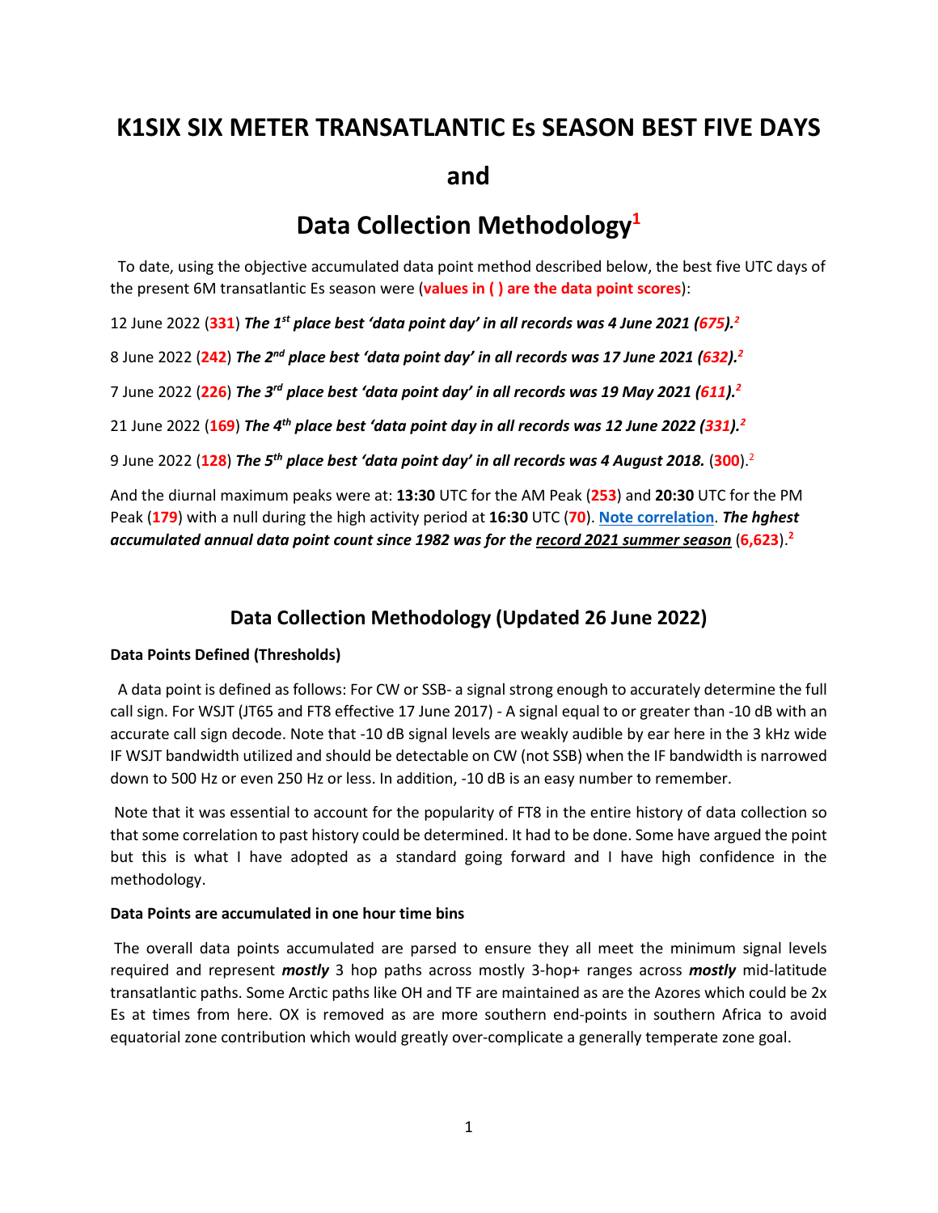# K1SIX SIX METER TRANSATLANTIC Es SEASON BEST FIVE DAYS

# and

# Data Collection Methodology[1]

To date, using the objective accumulated data point method described below, the best five UTC days of the present 6M transatlantic Es season were (**values in ( ) are the data point scores**):

12 June 2022 (**331**) ***The 1st place best 'data point day' in all records was 4 June 2021 (675).***[2]

8 June 2022 (**242**) ***The 2nd place best 'data point day' in all records was 17 June 2021 (632).***[2]

7 June 2022 (**226**) ***The 3rd place best 'data point day' in all records was 19 May 2021 (611).***[2]

21 June 2022 (**169**) ***The 4th place best 'data point day in all records was 12 June 2022 (331).***[2]

9 June 2022 (**128**) ***The 5th place best 'data point day' in all records was 4 August 2018.*** (**300**).[2]

And the diurnal maximum peaks were at: **13:30** UTC for the AM Peak (**253**) and **20:30** UTC for the PM Peak (**179**) with a null during the high activity period at **16:30** UTC (**70**). **Note correlation**. ***The hghest accumulated annual data point count since 1982 was for the record 2021 summer season*** (**6,623**).[2]

## Data Collection Methodology (Updated 26 June 2022)

### Data Points Defined (Thresholds)

A data point is defined as follows: For CW or SSB- a signal strong enough to accurately determine the full call sign. For WSJT (JT65 and FT8 effective 17 June 2017) - A signal equal to or greater than -10 dB with an accurate call sign decode. Note that -10 dB signal levels are weakly audible by ear here in the 3 kHz wide IF WSJT bandwidth utilized and should be detectable on CW (not SSB) when the IF bandwidth is narrowed down to 500 Hz or even 250 Hz or less. In addition, -10 dB is an easy number to remember.

Note that it was essential to account for the popularity of FT8 in the entire history of data collection so that some correlation to past history could be determined. It had to be done. Some have argued the point but this is what I have adopted as a standard going forward and I have high confidence in the methodology.

### Data Points are accumulated in one hour time bins

The overall data points accumulated are parsed to ensure they all meet the minimum signal levels required and represent ***mostly*** 3 hop paths across mostly 3-hop+ ranges across ***mostly*** mid-latitude transatlantic paths. Some Arctic paths like OH and TF are maintained as are the Azores which could be 2x Es at times from here. OX is removed as are more southern end-points in southern Africa to avoid equatorial zone contribution which would greatly over-complicate a generally temperate zone goal.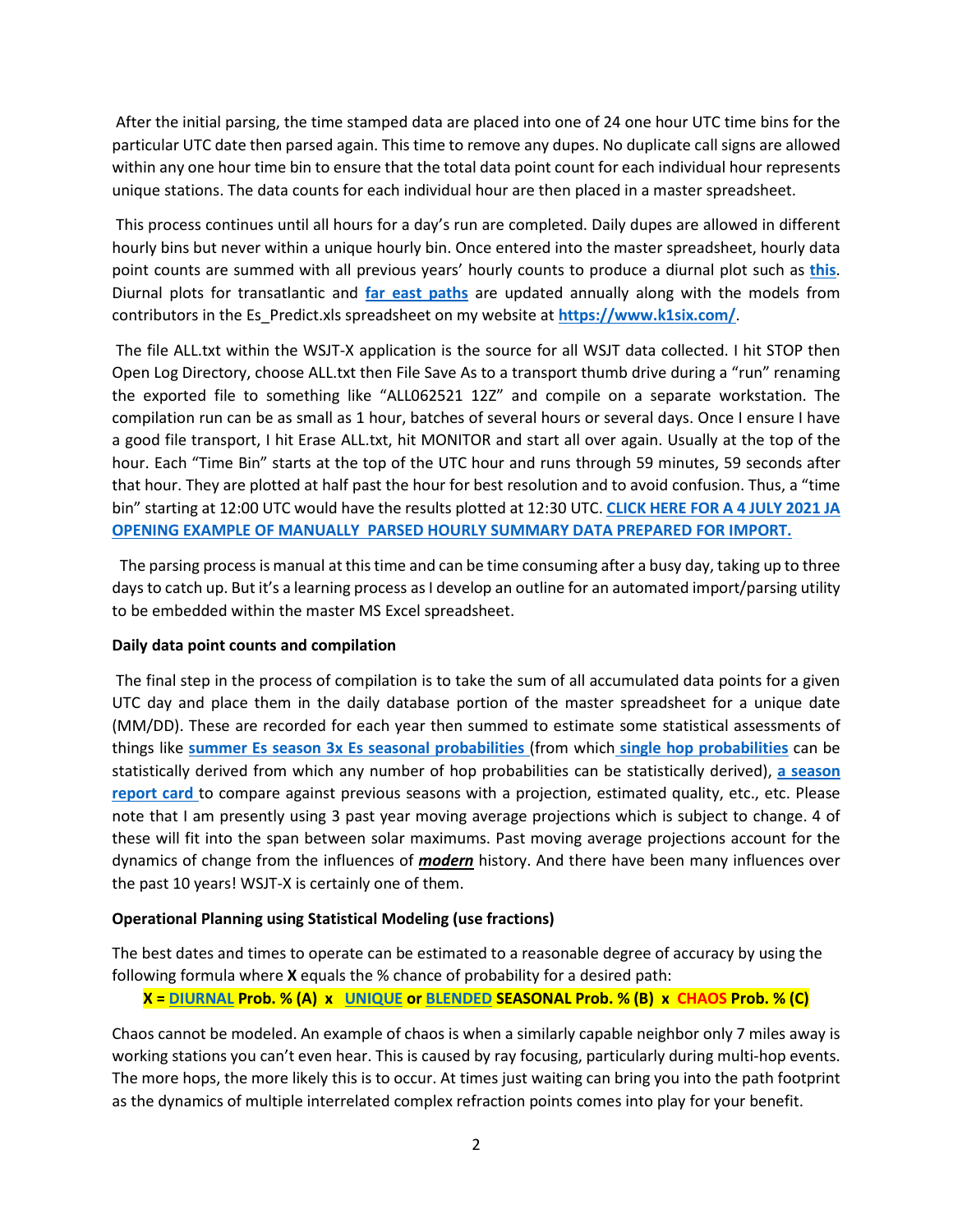After the initial parsing, the time stamped data are placed into one of 24 one hour UTC time bins for the particular UTC date then parsed again. This time to remove any dupes. No duplicate call signs are allowed within any one hour time bin to ensure that the total data point count for each individual hour represents unique stations. The data counts for each individual hour are then placed in a master spreadsheet.

This process continues until all hours for a day's run are completed. Daily dupes are allowed in different hourly bins but never within a unique hourly bin. Once entered into the master spreadsheet, hourly data point counts are summed with all previous years' hourly counts to produce a diurnal plot such as **this**. Diurnal plots for transatlantic and **far east paths** are updated annually along with the models from contributors in the Es_Predict.xls spreadsheet on my website at **https://www.k1six.com/**.

The file ALL.txt within the WSJT-X application is the source for all WSJT data collected. I hit STOP then Open Log Directory, choose ALL.txt then File Save As to a transport thumb drive during a "run" renaming the exported file to something like "ALL062521 12Z" and compile on a separate workstation. The compilation run can be as small as 1 hour, batches of several hours or several days. Once I ensure I have a good file transport, I hit Erase ALL.txt, hit MONITOR and start all over again. Usually at the top of the hour. Each "Time Bin" starts at the top of the UTC hour and runs through 59 minutes, 59 seconds after that hour. They are plotted at half past the hour for best resolution and to avoid confusion. Thus, a "time bin" starting at 12:00 UTC would have the results plotted at 12:30 UTC. **CLICK HERE FOR A 4 JULY 2021 JA OPENING EXAMPLE OF MANUALLY PARSED HOURLY SUMMARY DATA PREPARED FOR IMPORT.**

The parsing process is manual at this time and can be time consuming after a busy day, taking up to three days to catch up. But it's a learning process as I develop an outline for an automated import/parsing utility to be embedded within the master MS Excel spreadsheet.

**Daily data point counts and compilation**

The final step in the process of compilation is to take the sum of all accumulated data points for a given UTC day and place them in the daily database portion of the master spreadsheet for a unique date (MM/DD). These are recorded for each year then summed to estimate some statistical assessments of things like **summer Es season 3x Es seasonal probabilities** (from which **single hop probabilities** can be statistically derived from which any number of hop probabilities can be statistically derived), **a season report card** to compare against previous seasons with a projection, estimated quality, etc., etc. Please note that I am presently using 3 past year moving average projections which is subject to change. 4 of these will fit into the span between solar maximums. Past moving average projections account for the dynamics of change from the influences of ***modern*** history. And there have been many influences over the past 10 years! WSJT-X is certainly one of them.

**Operational Planning using Statistical Modeling (use fractions)**

The best dates and times to operate can be estimated to a reasonable degree of accuracy by using the following formula where **X** equals the % chance of probability for a desired path:

**X = DIURNAL Prob. % (A) x UNIQUE or BLENDED SEASONAL Prob. % (B) x CHAOS Prob. % (C)**

Chaos cannot be modeled. An example of chaos is when a similarly capable neighbor only 7 miles away is working stations you can't even hear. This is caused by ray focusing, particularly during multi-hop events. The more hops, the more likely this is to occur. At times just waiting can bring you into the path footprint as the dynamics of multiple interrelated complex refraction points comes into play for your benefit.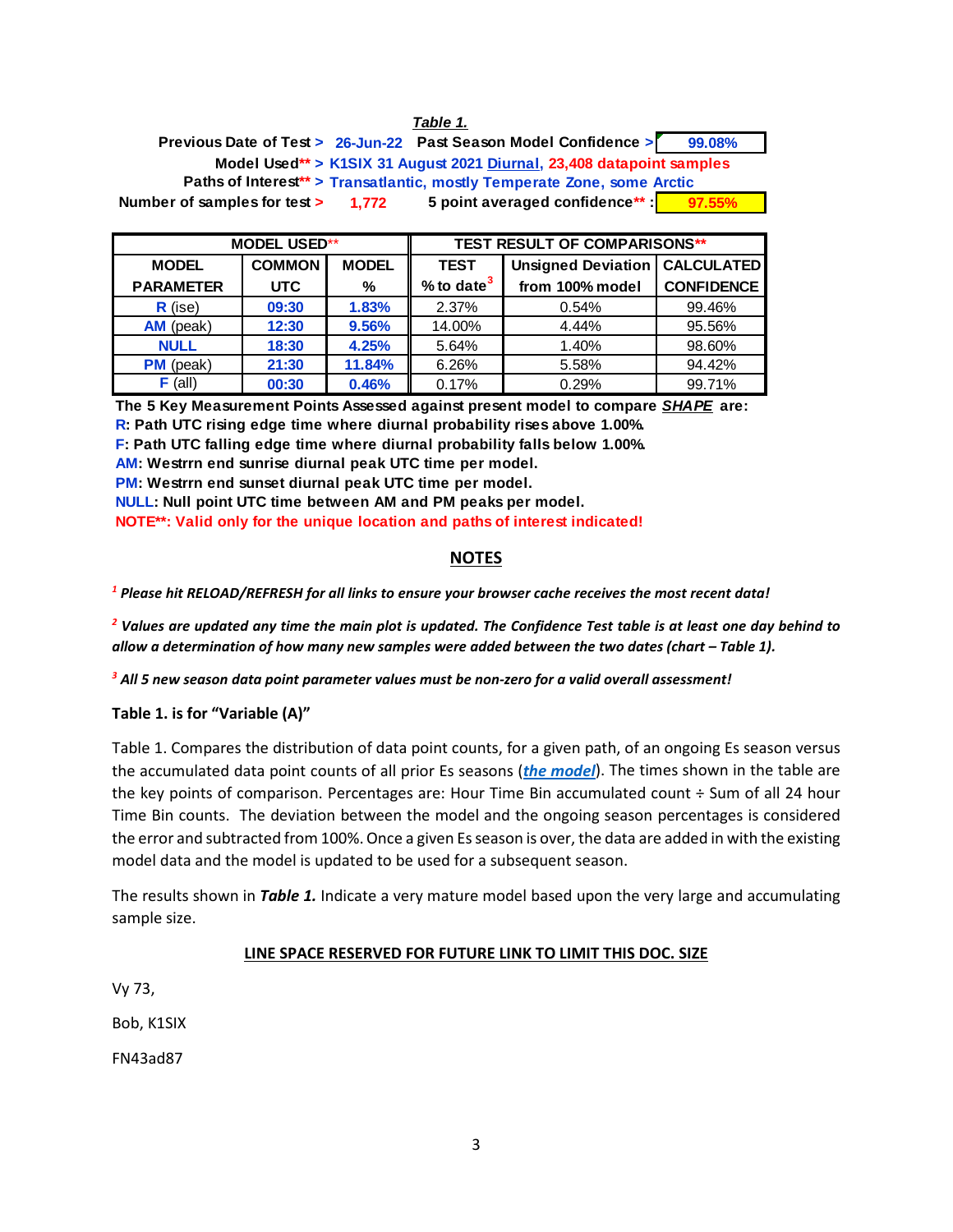***Table 1.***

**Previous Date of Test > 26-Jun-22 Past Season Model Confidence > 99.08%**

**Model Used** > K1SIX 31 August 2021 Diurnal, 23,408 datapoint samples**

**Paths of Interest** > Transatlantic, mostly Temperate Zone, some Arctic**

**Number of samples for test > 1,772 5 point averaged confidence** : 97.55%**

| MODEL USED** | | | TEST RESULT OF COMPARISONS** | | |
|---|---|---|---|---|---|
| **MODEL PARAMETER** | **COMMON UTC** | **MODEL %** | **TEST % to date[3]** | **Unsigned Deviation from 100% model** | **CALCULATED CONFIDENCE** |
| **R** (ise) | **09:30** | **1.83%** | 2.37% | 0.54% | 99.46% |
| **AM** (peak) | **12:30** | **9.56%** | 14.00% | 4.44% | 95.56% |
| **NULL** | **18:30** | **4.25%** | 5.64% | 1.40% | 98.60% |
| **PM** (peak) | **21:30** | **11.84%** | 6.26% | 5.58% | 94.42% |
| **F** (all) | **00:30** | **0.46%** | 0.17% | 0.29% | 99.71% |

**The 5 Key Measurement Points Assessed against present model to compare *SHAPE* are:**

**R: Path UTC rising edge time where diurnal probability rises above 1.00%.**

**F: Path UTC falling edge time where diurnal probability falls below 1.00%.**

**AM: Westrrn end sunrise diurnal peak UTC time per model.**

**PM: Westrrn end sunset diurnal peak UTC time per model.**

**NULL: Null point UTC time between AM and PM peaks per model.**

**NOTE**: Valid only for the unique location and paths of interest indicated!**

## NOTES

[1] ***Please hit RELOAD/REFRESH for all links to ensure your browser cache receives the most recent data!***

[2] ***Values are updated any time the main plot is updated. The Confidence Test table is at least one day behind to allow a determination of how many new samples were added between the two dates (chart – Table 1).***

[3] ***All 5 new season data point parameter values must be non-zero for a valid overall assessment!***

**Table 1. is for "Variable (A)"**

Table 1. Compares the distribution of data point counts, for a given path, of an ongoing Es season versus the accumulated data point counts of all prior Es seasons (***the model***). The times shown in the table are the key points of comparison. Percentages are: Hour Time Bin accumulated count ÷ Sum of all 24 hour Time Bin counts. The deviation between the model and the ongoing season percentages is considered the error and subtracted from 100%. Once a given Es season is over, the data are added in with the existing model data and the model is updated to be used for a subsequent season.

The results shown in ***Table 1.*** Indicate a very mature model based upon the very large and accumulating sample size.

**LINE SPACE RESERVED FOR FUTURE LINK TO LIMIT THIS DOC. SIZE**

Vy 73,

Bob, K1SIX

FN43ad87